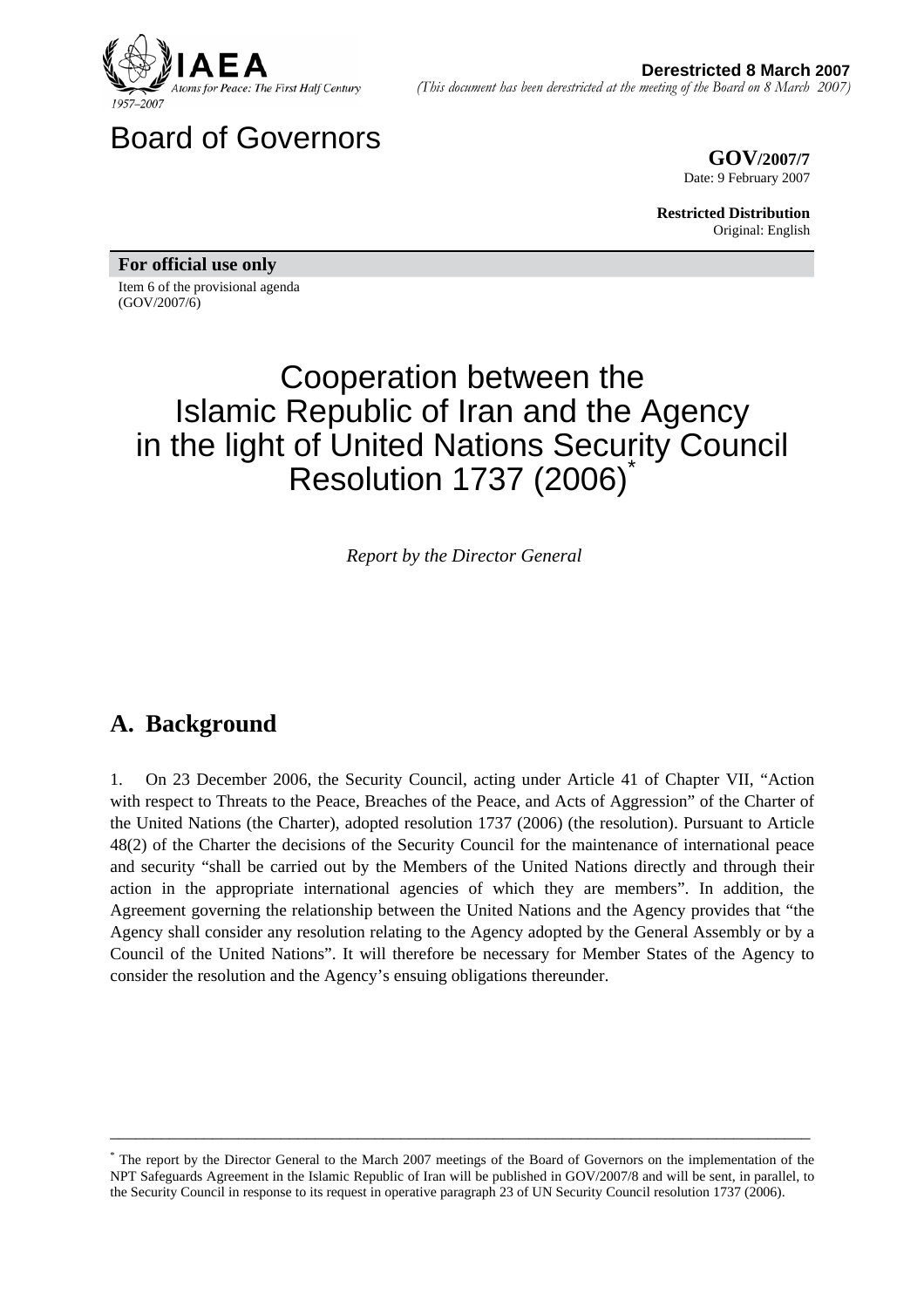**Derestricted 8 March 2007**
*(This document has been derestricted at the meeting of the Board on 8 March 2007)*

# Board of Governors

**GOV/2007/7**
Date: 9 February 2007

**Restricted Distribution**
Original: English

**For official use only**

Item 6 of the provisional agenda
(GOV/2007/6)

# Cooperation between the Islamic Republic of Iran and the Agency in the light of United Nations Security Council Resolution 1737 (2006)*

*Report by the Director General*

## A. Background

1. On 23 December 2006, the Security Council, acting under Article 41 of Chapter VII, "Action with respect to Threats to the Peace, Breaches of the Peace, and Acts of Aggression" of the Charter of the United Nations (the Charter), adopted resolution 1737 (2006) (the resolution). Pursuant to Article 48(2) of the Charter the decisions of the Security Council for the maintenance of international peace and security "shall be carried out by the Members of the United Nations directly and through their action in the appropriate international agencies of which they are members". In addition, the Agreement governing the relationship between the United Nations and the Agency provides that "the Agency shall consider any resolution relating to the Agency adopted by the General Assembly or by a Council of the United Nations". It will therefore be necessary for Member States of the Agency to consider the resolution and the Agency's ensuing obligations thereunder.

---

* The report by the Director General to the March 2007 meetings of the Board of Governors on the implementation of the NPT Safeguards Agreement in the Islamic Republic of Iran will be published in GOV/2007/8 and will be sent, in parallel, to the Security Council in response to its request in operative paragraph 23 of UN Security Council resolution 1737 (2006).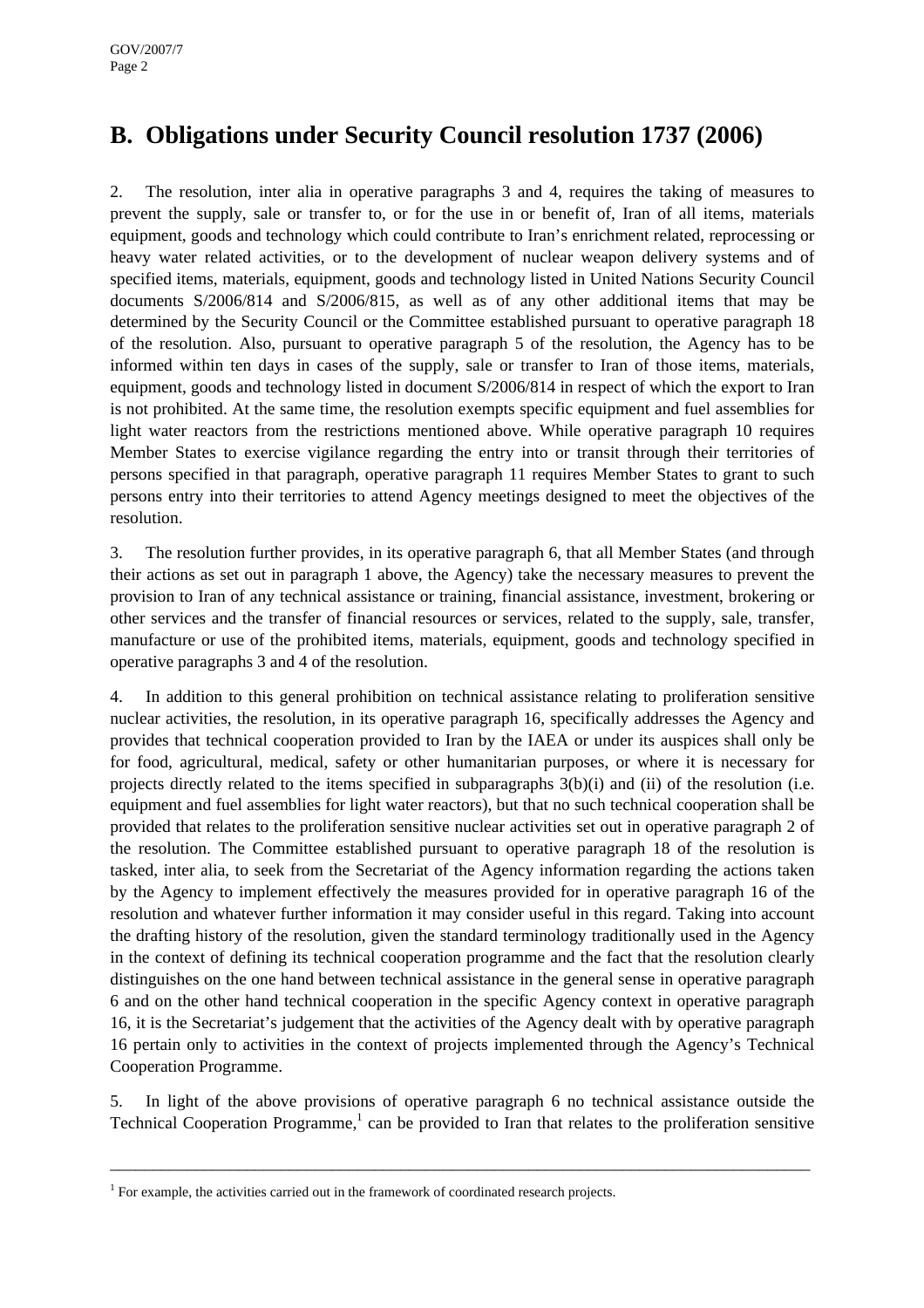## B. Obligations under Security Council resolution 1737 (2006)

2. The resolution, inter alia in operative paragraphs 3 and 4, requires the taking of measures to prevent the supply, sale or transfer to, or for the use in or benefit of, Iran of all items, materials equipment, goods and technology which could contribute to Iran's enrichment related, reprocessing or heavy water related activities, or to the development of nuclear weapon delivery systems and of specified items, materials, equipment, goods and technology listed in United Nations Security Council documents S/2006/814 and S/2006/815, as well as of any other additional items that may be determined by the Security Council or the Committee established pursuant to operative paragraph 18 of the resolution. Also, pursuant to operative paragraph 5 of the resolution, the Agency has to be informed within ten days in cases of the supply, sale or transfer to Iran of those items, materials, equipment, goods and technology listed in document S/2006/814 in respect of which the export to Iran is not prohibited. At the same time, the resolution exempts specific equipment and fuel assemblies for light water reactors from the restrictions mentioned above. While operative paragraph 10 requires Member States to exercise vigilance regarding the entry into or transit through their territories of persons specified in that paragraph, operative paragraph 11 requires Member States to grant to such persons entry into their territories to attend Agency meetings designed to meet the objectives of the resolution.

3. The resolution further provides, in its operative paragraph 6, that all Member States (and through their actions as set out in paragraph 1 above, the Agency) take the necessary measures to prevent the provision to Iran of any technical assistance or training, financial assistance, investment, brokering or other services and the transfer of financial resources or services, related to the supply, sale, transfer, manufacture or use of the prohibited items, materials, equipment, goods and technology specified in operative paragraphs 3 and 4 of the resolution.

4. In addition to this general prohibition on technical assistance relating to proliferation sensitive nuclear activities, the resolution, in its operative paragraph 16, specifically addresses the Agency and provides that technical cooperation provided to Iran by the IAEA or under its auspices shall only be for food, agricultural, medical, safety or other humanitarian purposes, or where it is necessary for projects directly related to the items specified in subparagraphs 3(b)(i) and (ii) of the resolution (i.e. equipment and fuel assemblies for light water reactors), but that no such technical cooperation shall be provided that relates to the proliferation sensitive nuclear activities set out in operative paragraph 2 of the resolution. The Committee established pursuant to operative paragraph 18 of the resolution is tasked, inter alia, to seek from the Secretariat of the Agency information regarding the actions taken by the Agency to implement effectively the measures provided for in operative paragraph 16 of the resolution and whatever further information it may consider useful in this regard. Taking into account the drafting history of the resolution, given the standard terminology traditionally used in the Agency in the context of defining its technical cooperation programme and the fact that the resolution clearly distinguishes on the one hand between technical assistance in the general sense in operative paragraph 6 and on the other hand technical cooperation in the specific Agency context in operative paragraph 16, it is the Secretariat's judgement that the activities of the Agency dealt with by operative paragraph 16 pertain only to activities in the context of projects implemented through the Agency's Technical Cooperation Programme.

5. In light of the above provisions of operative paragraph 6 no technical assistance outside the Technical Cooperation Programme,[1] can be provided to Iran that relates to the proliferation sensitive

---

[1] For example, the activities carried out in the framework of coordinated research projects.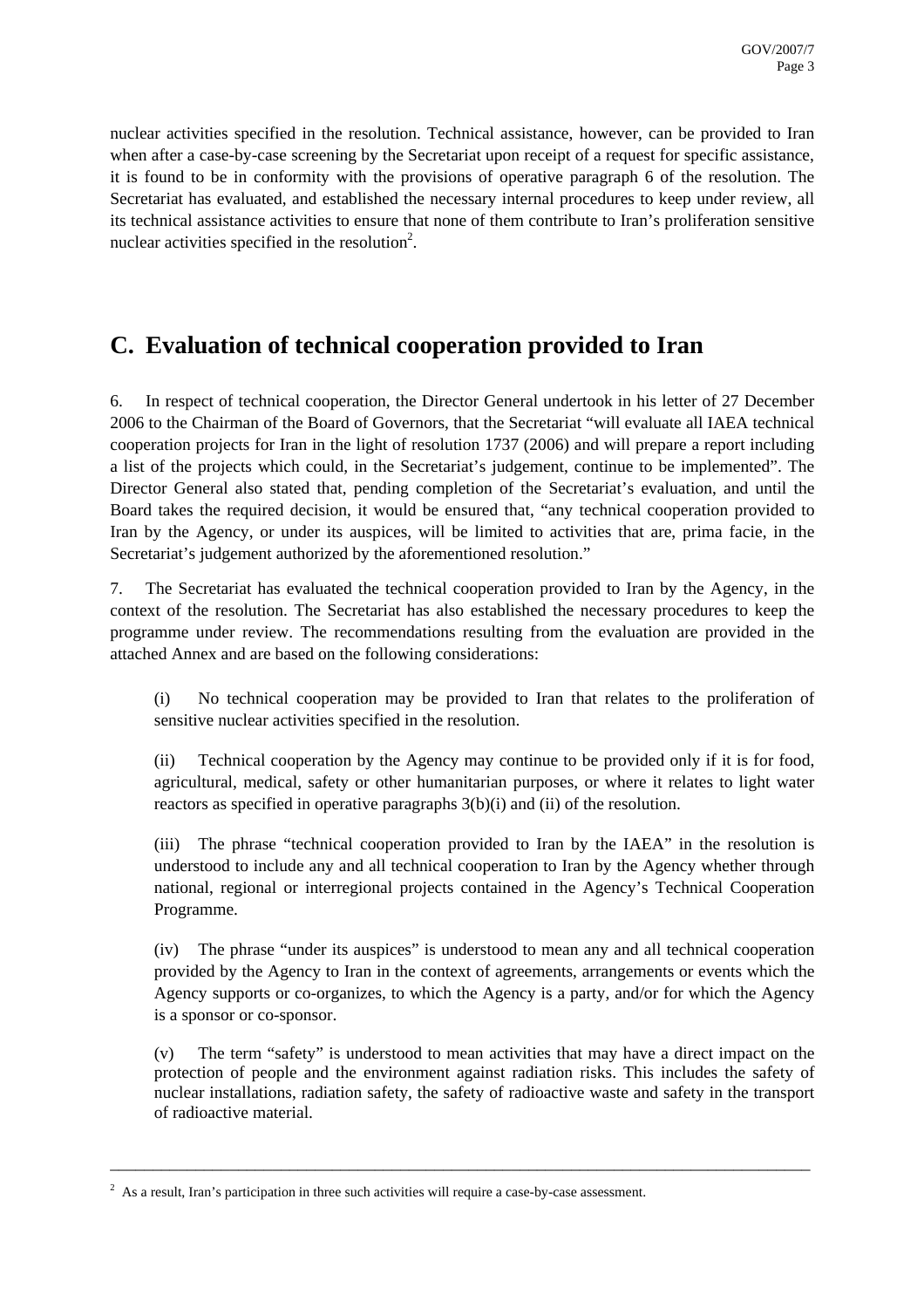nuclear activities specified in the resolution. Technical assistance, however, can be provided to Iran when after a case-by-case screening by the Secretariat upon receipt of a request for specific assistance, it is found to be in conformity with the provisions of operative paragraph 6 of the resolution. The Secretariat has evaluated, and established the necessary internal procedures to keep under review, all its technical assistance activities to ensure that none of them contribute to Iran's proliferation sensitive nuclear activities specified in the resolution[2].

## C. Evaluation of technical cooperation provided to Iran

6. In respect of technical cooperation, the Director General undertook in his letter of 27 December 2006 to the Chairman of the Board of Governors, that the Secretariat "will evaluate all IAEA technical cooperation projects for Iran in the light of resolution 1737 (2006) and will prepare a report including a list of the projects which could, in the Secretariat's judgement, continue to be implemented". The Director General also stated that, pending completion of the Secretariat's evaluation, and until the Board takes the required decision, it would be ensured that, "any technical cooperation provided to Iran by the Agency, or under its auspices, will be limited to activities that are, prima facie, in the Secretariat's judgement authorized by the aforementioned resolution."

7. The Secretariat has evaluated the technical cooperation provided to Iran by the Agency, in the context of the resolution. The Secretariat has also established the necessary procedures to keep the programme under review. The recommendations resulting from the evaluation are provided in the attached Annex and are based on the following considerations:

(i) No technical cooperation may be provided to Iran that relates to the proliferation of sensitive nuclear activities specified in the resolution.

(ii) Technical cooperation by the Agency may continue to be provided only if it is for food, agricultural, medical, safety or other humanitarian purposes, or where it relates to light water reactors as specified in operative paragraphs 3(b)(i) and (ii) of the resolution.

(iii) The phrase "technical cooperation provided to Iran by the IAEA" in the resolution is understood to include any and all technical cooperation to Iran by the Agency whether through national, regional or interregional projects contained in the Agency's Technical Cooperation Programme.

(iv) The phrase "under its auspices" is understood to mean any and all technical cooperation provided by the Agency to Iran in the context of agreements, arrangements or events which the Agency supports or co-organizes, to which the Agency is a party, and/or for which the Agency is a sponsor or co-sponsor.

(v) The term "safety" is understood to mean activities that may have a direct impact on the protection of people and the environment against radiation risks. This includes the safety of nuclear installations, radiation safety, the safety of radioactive waste and safety in the transport of radioactive material.

---

[2] As a result, Iran's participation in three such activities will require a case-by-case assessment.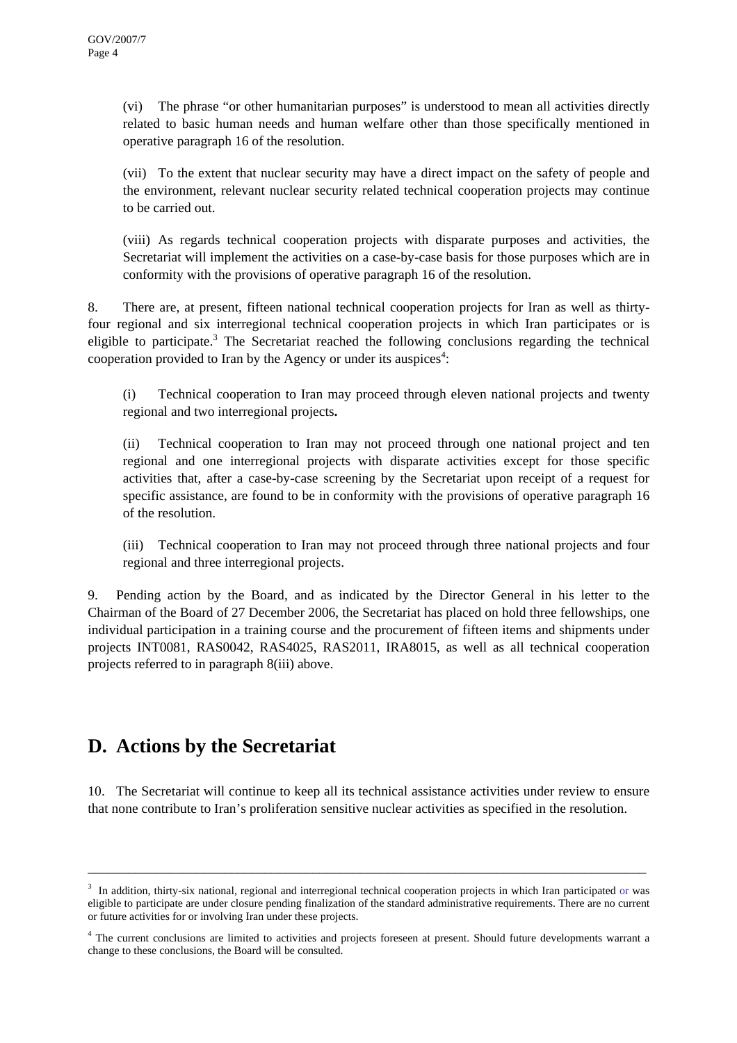(vi) The phrase "or other humanitarian purposes" is understood to mean all activities directly related to basic human needs and human welfare other than those specifically mentioned in operative paragraph 16 of the resolution.

(vii) To the extent that nuclear security may have a direct impact on the safety of people and the environment, relevant nuclear security related technical cooperation projects may continue to be carried out.

(viii) As regards technical cooperation projects with disparate purposes and activities, the Secretariat will implement the activities on a case-by-case basis for those purposes which are in conformity with the provisions of operative paragraph 16 of the resolution.

8. There are, at present, fifteen national technical cooperation projects for Iran as well as thirty-four regional and six interregional technical cooperation projects in which Iran participates or is eligible to participate.[3] The Secretariat reached the following conclusions regarding the technical cooperation provided to Iran by the Agency or under its auspices[4]:

(i) Technical cooperation to Iran may proceed through eleven national projects and twenty regional and two interregional projects**.**

(ii) Technical cooperation to Iran may not proceed through one national project and ten regional and one interregional projects with disparate activities except for those specific activities that, after a case-by-case screening by the Secretariat upon receipt of a request for specific assistance, are found to be in conformity with the provisions of operative paragraph 16 of the resolution.

(iii) Technical cooperation to Iran may not proceed through three national projects and four regional and three interregional projects.

9. Pending action by the Board, and as indicated by the Director General in his letter to the Chairman of the Board of 27 December 2006, the Secretariat has placed on hold three fellowships, one individual participation in a training course and the procurement of fifteen items and shipments under projects INT0081, RAS0042, RAS4025, RAS2011, IRA8015, as well as all technical cooperation projects referred to in paragraph 8(iii) above.

## D. Actions by the Secretariat

10. The Secretariat will continue to keep all its technical assistance activities under review to ensure that none contribute to Iran's proliferation sensitive nuclear activities as specified in the resolution.

---

[3] In addition, thirty-six national, regional and interregional technical cooperation projects in which Iran participated or was eligible to participate are under closure pending finalization of the standard administrative requirements. There are no current or future activities for or involving Iran under these projects.

[4] The current conclusions are limited to activities and projects foreseen at present. Should future developments warrant a change to these conclusions, the Board will be consulted.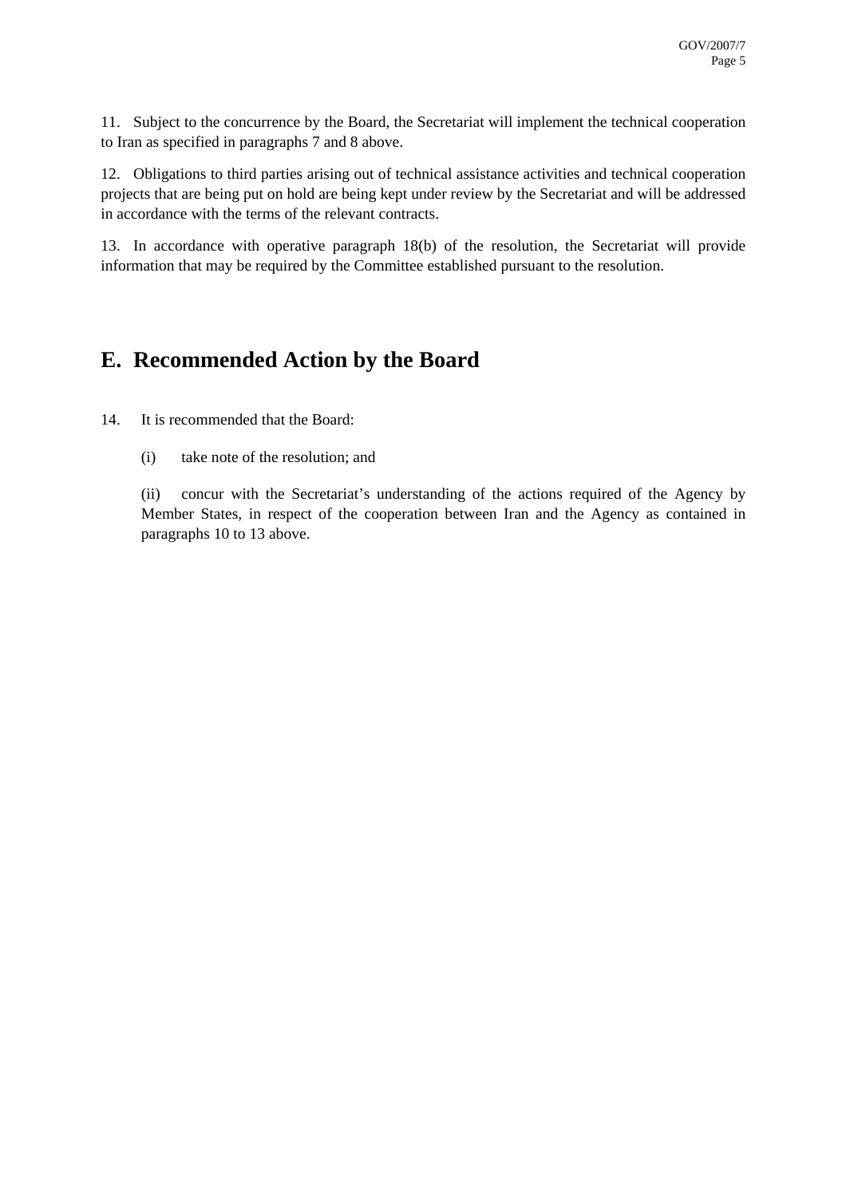11. Subject to the concurrence by the Board, the Secretariat will implement the technical cooperation to Iran as specified in paragraphs 7 and 8 above.

12. Obligations to third parties arising out of technical assistance activities and technical cooperation projects that are being put on hold are being kept under review by the Secretariat and will be addressed in accordance with the terms of the relevant contracts.

13. In accordance with operative paragraph 18(b) of the resolution, the Secretariat will provide information that may be required by the Committee established pursuant to the resolution.

## E. Recommended Action by the Board

14. It is recommended that the Board:

(i) take note of the resolution; and

(ii) concur with the Secretariat's understanding of the actions required of the Agency by Member States, in respect of the cooperation between Iran and the Agency as contained in paragraphs 10 to 13 above.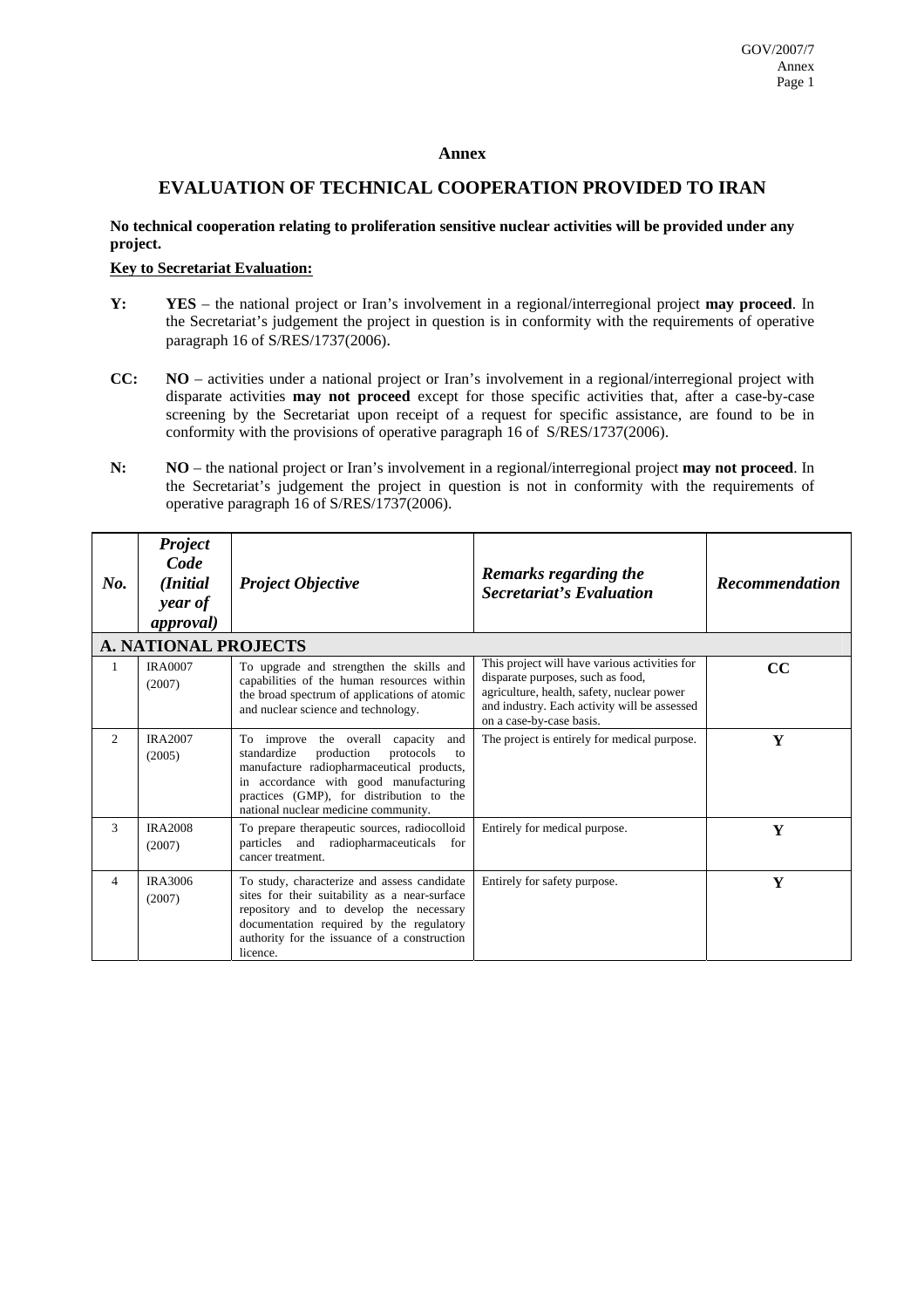# Annex

## EVALUATION OF TECHNICAL COOPERATION PROVIDED TO IRAN

**No technical cooperation relating to proliferation sensitive nuclear activities will be provided under any project.**

**Key to Secretariat Evaluation:**

**Y:** **YES** – the national project or Iran's involvement in a regional/interregional project **may proceed**. In the Secretariat's judgement the project in question is in conformity with the requirements of operative paragraph 16 of S/RES/1737(2006).

**CC:** **NO** – activities under a national project or Iran's involvement in a regional/interregional project with disparate activities **may not proceed** except for those specific activities that, after a case-by-case screening by the Secretariat upon receipt of a request for specific assistance, are found to be in conformity with the provisions of operative paragraph 16 of S/RES/1737(2006).

**N:** **NO** – the national project or Iran's involvement in a regional/interregional project **may not proceed**. In the Secretariat's judgement the project in question is not in conformity with the requirements of operative paragraph 16 of S/RES/1737(2006).

| *No.* | *Project Code (Initial year of approval)* | *Project Objective* | *Remarks regarding the Secretariat's Evaluation* | *Recommendation* |
|---|---|---|---|---|
| **A. NATIONAL PROJECTS** | | | | |
| 1 | IRA0007 (2007) | To upgrade and strengthen the skills and capabilities of the human resources within the broad spectrum of applications of atomic and nuclear science and technology. | This project will have various activities for disparate purposes, such as food, agriculture, health, safety, nuclear power and industry. Each activity will be assessed on a case-by-case basis. | **CC** |
| 2 | IRA2007 (2005) | To improve the overall capacity and standardize production protocols to manufacture radiopharmaceutical products, in accordance with good manufacturing practices (GMP), for distribution to the national nuclear medicine community. | The project is entirely for medical purpose. | **Y** |
| 3 | IRA2008 (2007) | To prepare therapeutic sources, radiocolloid particles and radiopharmaceuticals for cancer treatment. | Entirely for medical purpose. | **Y** |
| 4 | IRA3006 (2007) | To study, characterize and assess candidate sites for their suitability as a near-surface repository and to develop the necessary documentation required by the regulatory authority for the issuance of a construction licence. | Entirely for safety purpose. | **Y** |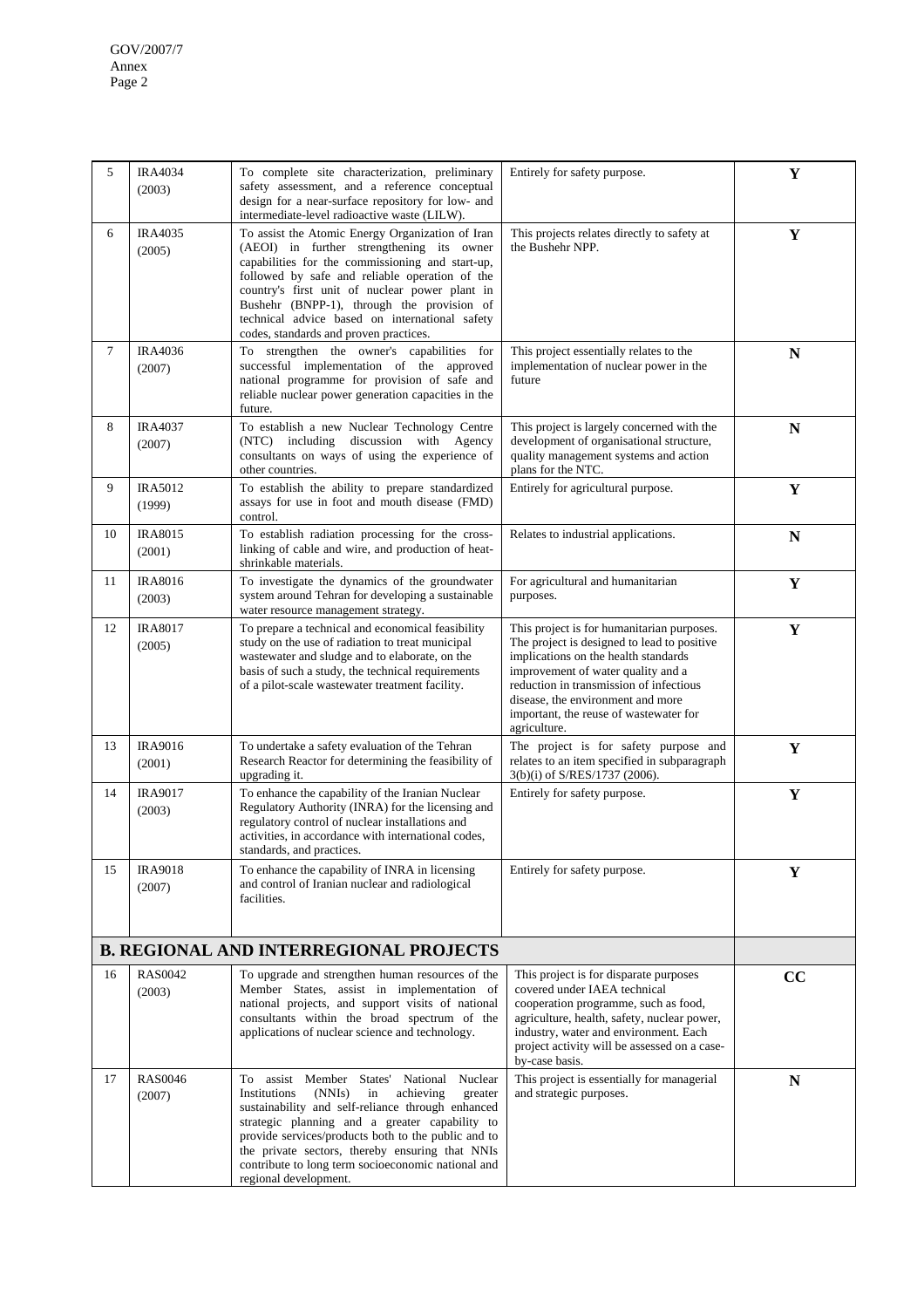| 5 | IRA4034 (2003) | To complete site characterization, preliminary safety assessment, and a reference conceptual design for a near-surface repository for low- and intermediate-level radioactive waste (LILW). | Entirely for safety purpose. | **Y** |
|---|---|---|---|---|
| 6 | IRA4035 (2005) | To assist the Atomic Energy Organization of Iran (AEOI) in further strengthening its owner capabilities for the commissioning and start-up, followed by safe and reliable operation of the country's first unit of nuclear power plant in Bushehr (BNPP-1), through the provision of technical advice based on international safety codes, standards and proven practices. | This projects relates directly to safety at the Bushehr NPP. | **Y** |
| 7 | IRA4036 (2007) | To strengthen the owner's capabilities for successful implementation of the approved national programme for provision of safe and reliable nuclear power generation capacities in the future. | This project essentially relates to the implementation of nuclear power in the future | **N** |
| 8 | IRA4037 (2007) | To establish a new Nuclear Technology Centre (NTC) including discussion with Agency consultants on ways of using the experience of other countries. | This project is largely concerned with the development of organisational structure, quality management systems and action plans for the NTC. | **N** |
| 9 | IRA5012 (1999) | To establish the ability to prepare standardized assays for use in foot and mouth disease (FMD) control. | Entirely for agricultural purpose. | **Y** |
| 10 | IRA8015 (2001) | To establish radiation processing for the cross-linking of cable and wire, and production of heat-shrinkable materials. | Relates to industrial applications. | **N** |
| 11 | IRA8016 (2003) | To investigate the dynamics of the groundwater system around Tehran for developing a sustainable water resource management strategy. | For agricultural and humanitarian purposes. | **Y** |
| 12 | IRA8017 (2005) | To prepare a technical and economical feasibility study on the use of radiation to treat municipal wastewater and sludge and to elaborate, on the basis of such a study, the technical requirements of a pilot-scale wastewater treatment facility. | This project is for humanitarian purposes. The project is designed to lead to positive implications on the health standards improvement of water quality and a reduction in transmission of infectious disease, the environment and more important, the reuse of wastewater for agriculture. | **Y** |
| 13 | IRA9016 (2001) | To undertake a safety evaluation of the Tehran Research Reactor for determining the feasibility of upgrading it. | The project is for safety purpose and relates to an item specified in subparagraph 3(b)(i) of S/RES/1737 (2006). | **Y** |
| 14 | IRA9017 (2003) | To enhance the capability of the Iranian Nuclear Regulatory Authority (INRA) for the licensing and regulatory control of nuclear installations and activities, in accordance with international codes, standards, and practices. | Entirely for safety purpose. | **Y** |
| 15 | IRA9018 (2007) | To enhance the capability of INRA in licensing and control of Iranian nuclear and radiological facilities. | Entirely for safety purpose. | **Y** |
| **B. REGIONAL AND INTERREGIONAL PROJECTS** | | | | |
| 16 | RAS0042 (2003) | To upgrade and strengthen human resources of the Member States, assist in implementation of national projects, and support visits of national consultants within the broad spectrum of the applications of nuclear science and technology. | This project is for disparate purposes covered under IAEA technical cooperation programme, such as food, agriculture, health, safety, nuclear power, industry, water and environment. Each project activity will be assessed on a case-by-case basis. | **CC** |
| 17 | RAS0046 (2007) | To assist Member States' National Nuclear Institutions (NNIs) in achieving greater sustainability and self-reliance through enhanced strategic planning and a greater capability to provide services/products both to the public and to the private sectors, thereby ensuring that NNIs contribute to long term socioeconomic national and regional development. | This project is essentially for managerial and strategic purposes. | **N** |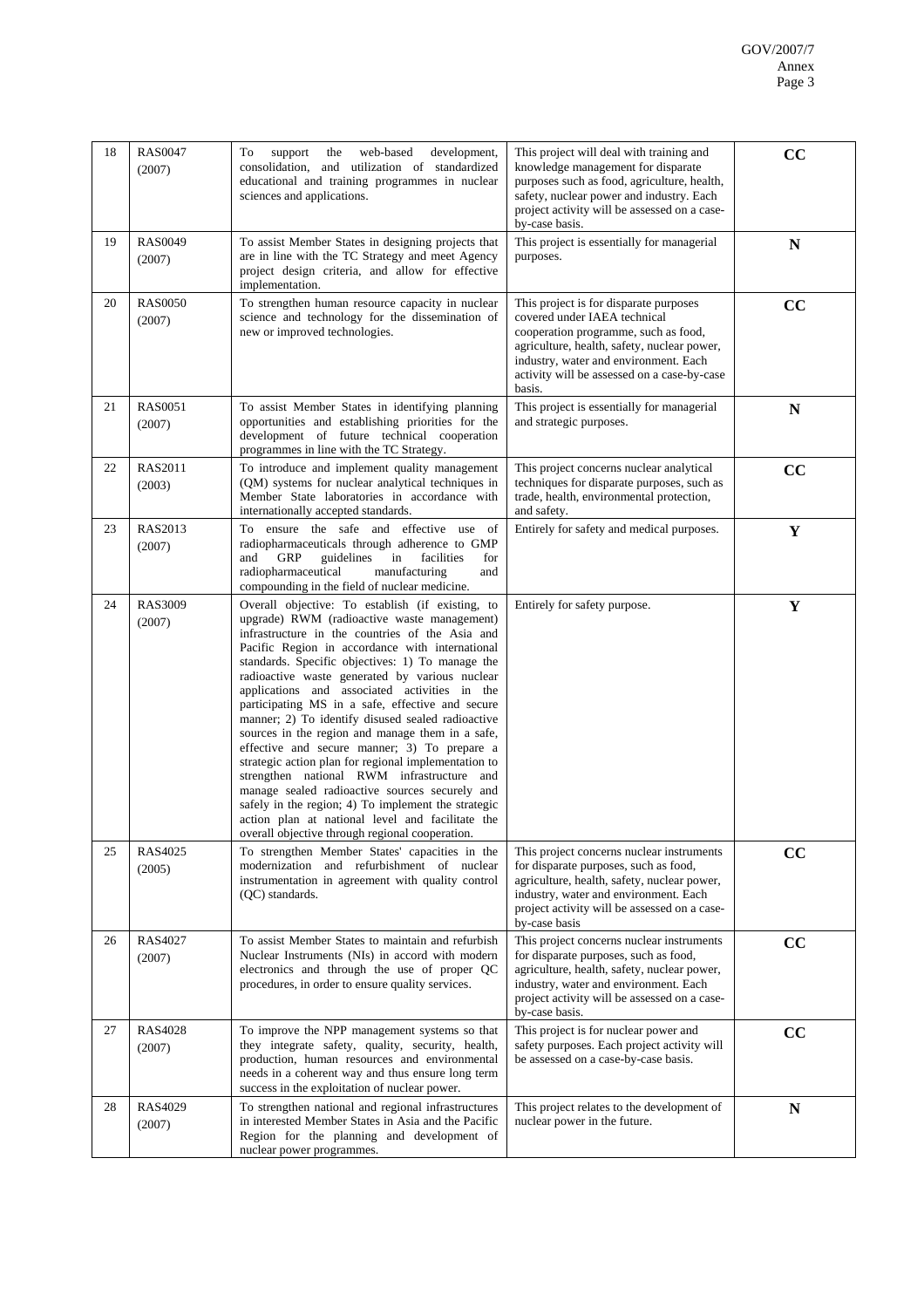| 18 | RAS0047 (2007) | To support the web-based development, consolidation, and utilization of standardized educational and training programmes in nuclear sciences and applications. | This project will deal with training and knowledge management for disparate purposes such as food, agriculture, health, safety, nuclear power and industry. Each project activity will be assessed on a case-by-case basis. | **CC** |
|---|---|---|---|---|
| 19 | RAS0049 (2007) | To assist Member States in designing projects that are in line with the TC Strategy and meet Agency project design criteria, and allow for effective implementation. | This project is essentially for managerial purposes. | **N** |
| 20 | RAS0050 (2007) | To strengthen human resource capacity in nuclear science and technology for the dissemination of new or improved technologies. | This project is for disparate purposes covered under IAEA technical cooperation programme, such as food, agriculture, health, safety, nuclear power, industry, water and environment. Each activity will be assessed on a case-by-case basis. | **CC** |
| 21 | RAS0051 (2007) | To assist Member States in identifying planning opportunities and establishing priorities for the development of future technical cooperation programmes in line with the TC Strategy. | This project is essentially for managerial and strategic purposes. | **N** |
| 22 | RAS2011 (2003) | To introduce and implement quality management (QM) systems for nuclear analytical techniques in Member State laboratories in accordance with internationally accepted standards. | This project concerns nuclear analytical techniques for disparate purposes, such as trade, health, environmental protection, and safety. | **CC** |
| 23 | RAS2013 (2007) | To ensure the safe and effective use of radiopharmaceuticals through adherence to GMP and GRP guidelines in facilities for radiopharmaceutical manufacturing and compounding in the field of nuclear medicine. | Entirely for safety and medical purposes. | **Y** |
| 24 | RAS3009 (2007) | Overall objective: To establish (if existing, to upgrade) RWM (radioactive waste management) infrastructure in the countries of the Asia and Pacific Region in accordance with international standards. Specific objectives: 1) To manage the radioactive waste generated by various nuclear applications and associated activities in the participating MS in a safe, effective and secure manner; 2) To identify disused sealed radioactive sources in the region and manage them in a safe, effective and secure manner; 3) To prepare a strategic action plan for regional implementation to strengthen national RWM infrastructure and manage sealed radioactive sources securely and safely in the region; 4) To implement the strategic action plan at national level and facilitate the overall objective through regional cooperation. | Entirely for safety purpose. | **Y** |
| 25 | RAS4025 (2005) | To strengthen Member States' capacities in the modernization and refurbishment of nuclear instrumentation in agreement with quality control (QC) standards. | This project concerns nuclear instruments for disparate purposes, such as food, agriculture, health, safety, nuclear power, industry, water and environment. Each project activity will be assessed on a case-by-case basis | **CC** |
| 26 | RAS4027 (2007) | To assist Member States to maintain and refurbish Nuclear Instruments (NIs) in accord with modern electronics and through the use of proper QC procedures, in order to ensure quality services. | This project concerns nuclear instruments for disparate purposes, such as food, agriculture, health, safety, nuclear power, industry, water and environment. Each project activity will be assessed on a case-by-case basis. | **CC** |
| 27 | RAS4028 (2007) | To improve the NPP management systems so that they integrate safety, quality, security, health, production, human resources and environmental needs in a coherent way and thus ensure long term success in the exploitation of nuclear power. | This project is for nuclear power and safety purposes. Each project activity will be assessed on a case-by-case basis. | **CC** |
| 28 | RAS4029 (2007) | To strengthen national and regional infrastructures in interested Member States in Asia and the Pacific Region for the planning and development of nuclear power programmes. | This project relates to the development of nuclear power in the future. | **N** |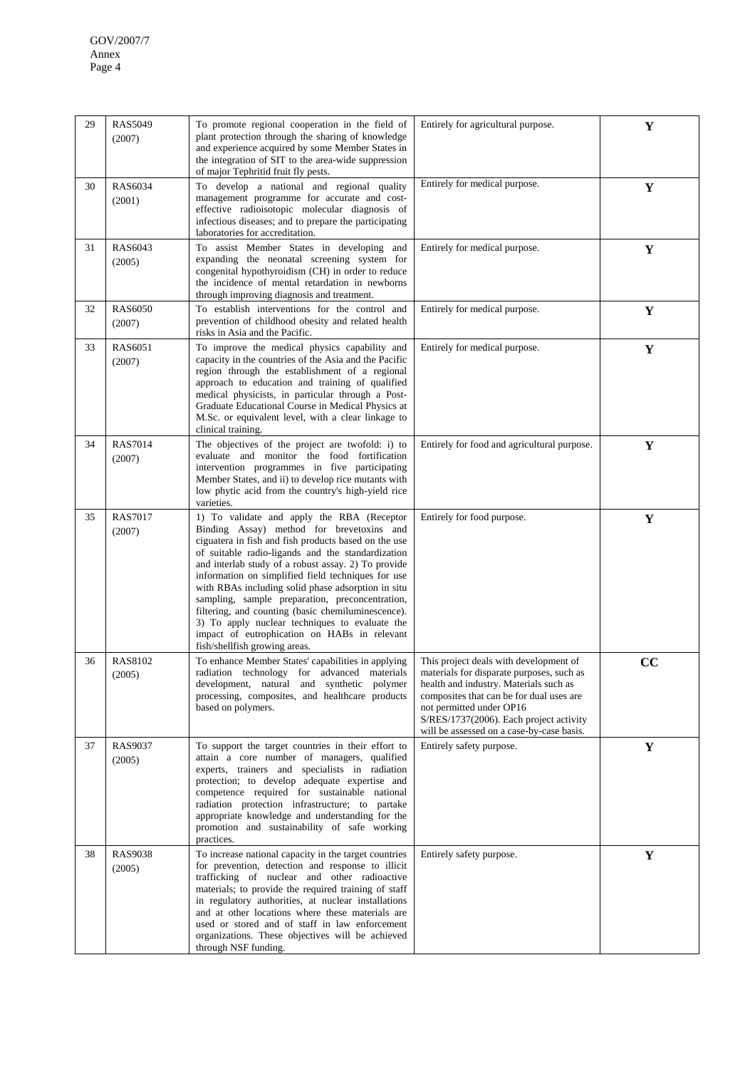| 29 | RAS5049 (2007) | To promote regional cooperation in the field of plant protection through the sharing of knowledge and experience acquired by some Member States in the integration of SIT to the area-wide suppression of major Tephritid fruit fly pests. | Entirely for agricultural purpose. | **Y** |
|---|---|---|---|---|
| 30 | RAS6034 (2001) | To develop a national and regional quality management programme for accurate and cost-effective radioisotopic molecular diagnosis of infectious diseases; and to prepare the participating laboratories for accreditation. | Entirely for medical purpose. | **Y** |
| 31 | RAS6043 (2005) | To assist Member States in developing and expanding the neonatal screening system for congenital hypothyroidism (CH) in order to reduce the incidence of mental retardation in newborns through improving diagnosis and treatment. | Entirely for medical purpose. | **Y** |
| 32 | RAS6050 (2007) | To establish interventions for the control and prevention of childhood obesity and related health risks in Asia and the Pacific. | Entirely for medical purpose. | **Y** |
| 33 | RAS6051 (2007) | To improve the medical physics capability and capacity in the countries of the Asia and the Pacific region through the establishment of a regional approach to education and training of qualified medical physicists, in particular through a Post-Graduate Educational Course in Medical Physics at M.Sc. or equivalent level, with a clear linkage to clinical training. | Entirely for medical purpose. | **Y** |
| 34 | RAS7014 (2007) | The objectives of the project are twofold: i) to evaluate and monitor the food fortification intervention programmes in five participating Member States, and ii) to develop rice mutants with low phytic acid from the country's high-yield rice varieties. | Entirely for food and agricultural purpose. | **Y** |
| 35 | RAS7017 (2007) | 1) To validate and apply the RBA (Receptor Binding Assay) method for brevetoxins and ciguatera in fish and fish products based on the use of suitable radio-ligands and the standardization and interlab study of a robust assay. 2) To provide information on simplified field techniques for use with RBAs including solid phase adsorption in situ sampling, sample preparation, preconcentration, filtering, and counting (basic chemiluminescence). 3) To apply nuclear techniques to evaluate the impact of eutrophication on HABs in relevant fish/shellfish growing areas. | Entirely for food purpose. | **Y** |
| 36 | RAS8102 (2005) | To enhance Member States' capabilities in applying radiation technology for advanced materials development, natural and synthetic polymer processing, composites, and healthcare products based on polymers. | This project deals with development of materials for disparate purposes, such as health and industry. Materials such as composites that can be for dual uses are not permitted under OP16 S/RES/1737(2006). Each project activity will be assessed on a case-by-case basis. | **CC** |
| 37 | RAS9037 (2005) | To support the target countries in their effort to attain a core number of managers, qualified experts, trainers and specialists in radiation protection; to develop adequate expertise and competence required for sustainable national radiation protection infrastructure; to partake appropriate knowledge and understanding for the promotion and sustainability of safe working practices. | Entirely safety purpose. | **Y** |
| 38 | RAS9038 (2005) | To increase national capacity in the target countries for prevention, detection and response to illicit trafficking of nuclear and other radioactive materials; to provide the required training of staff in regulatory authorities, at nuclear installations and at other locations where these materials are used or stored and of staff in law enforcement organizations. These objectives will be achieved through NSF funding. | Entirely safety purpose. | **Y** |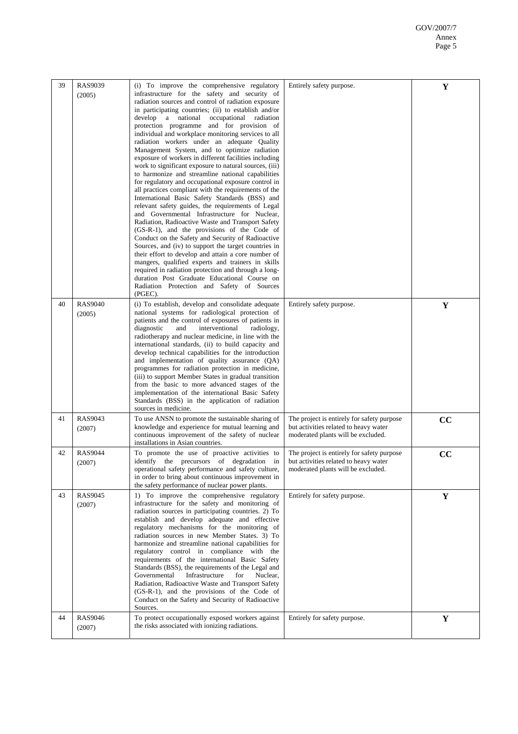| 39 | RAS9039 (2005) | (i) To improve the comprehensive regulatory infrastructure for the safety and security of radiation sources and control of radiation exposure in participating countries; (ii) to establish and/or develop a national occupational radiation protection programme and for provision of individual and workplace monitoring services to all radiation workers under an adequate Quality Management System, and to optimize radiation exposure of workers in different facilities including work to significant exposure to natural sources, (iii) to harmonize and streamline national capabilities for regulatory and occupational exposure control in all practices compliant with the requirements of the International Basic Safety Standards (BSS) and relevant safety guides, the requirements of Legal and Governmental Infrastructure for Nuclear, Radiation, Radioactive Waste and Transport Safety (GS-R-1), and the provisions of the Code of Conduct on the Safety and Security of Radioactive Sources, and (iv) to support the target countries in their effort to develop and attain a core number of mangers, qualified experts and trainers in skills required in radiation protection and through a long-duration Post Graduate Educational Course on Radiation Protection and Safety of Sources (PGEC). | Entirely safety purpose. | **Y** |
|---|---|---|---|---|
| 40 | RAS9040 (2005) | (i) To establish, develop and consolidate adequate national systems for radiological protection of patients and the control of exposures of patients in diagnostic and interventional radiology, radiotherapy and nuclear medicine, in line with the international standards, (ii) to build capacity and develop technical capabilities for the introduction and implementation of quality assurance (QA) programmes for radiation protection in medicine, (iii) to support Member States in gradual transition from the basic to more advanced stages of the implementation of the international Basic Safety Standards (BSS) in the application of radiation sources in medicine. | Entirely safety purpose. | **Y** |
| 41 | RAS9043 (2007) | To use ANSN to promote the sustainable sharing of knowledge and experience for mutual learning and continuous improvement of the safety of nuclear installations in Asian countries. | The project is entirely for safety purpose but activities related to heavy water moderated plants will be excluded. | **CC** |
| 42 | RAS9044 (2007) | To promote the use of proactive activities to identify the precursors of degradation in operational safety performance and safety culture, in order to bring about continuous improvement in the safety performance of nuclear power plants. | The project is entirely for safety purpose but activities related to heavy water moderated plants will be excluded. | **CC** |
| 43 | RAS9045 (2007) | 1) To improve the comprehensive regulatory infrastructure for the safety and monitoring of radiation sources in participating countries. 2) To establish and develop adequate and effective regulatory mechanisms for the monitoring of radiation sources in new Member States. 3) To harmonize and streamline national capabilities for regulatory control in compliance with the requirements of the international Basic Safety Standards (BSS), the requirements of the Legal and Governmental Infrastructure for Nuclear, Radiation, Radioactive Waste and Transport Safety (GS-R-1), and the provisions of the Code of Conduct on the Safety and Security of Radioactive Sources. | Entirely for safety purpose. | **Y** |
| 44 | RAS9046 (2007) | To protect occupationally exposed workers against the risks associated with ionizing radiations. | Entirely for safety purpose. | **Y** |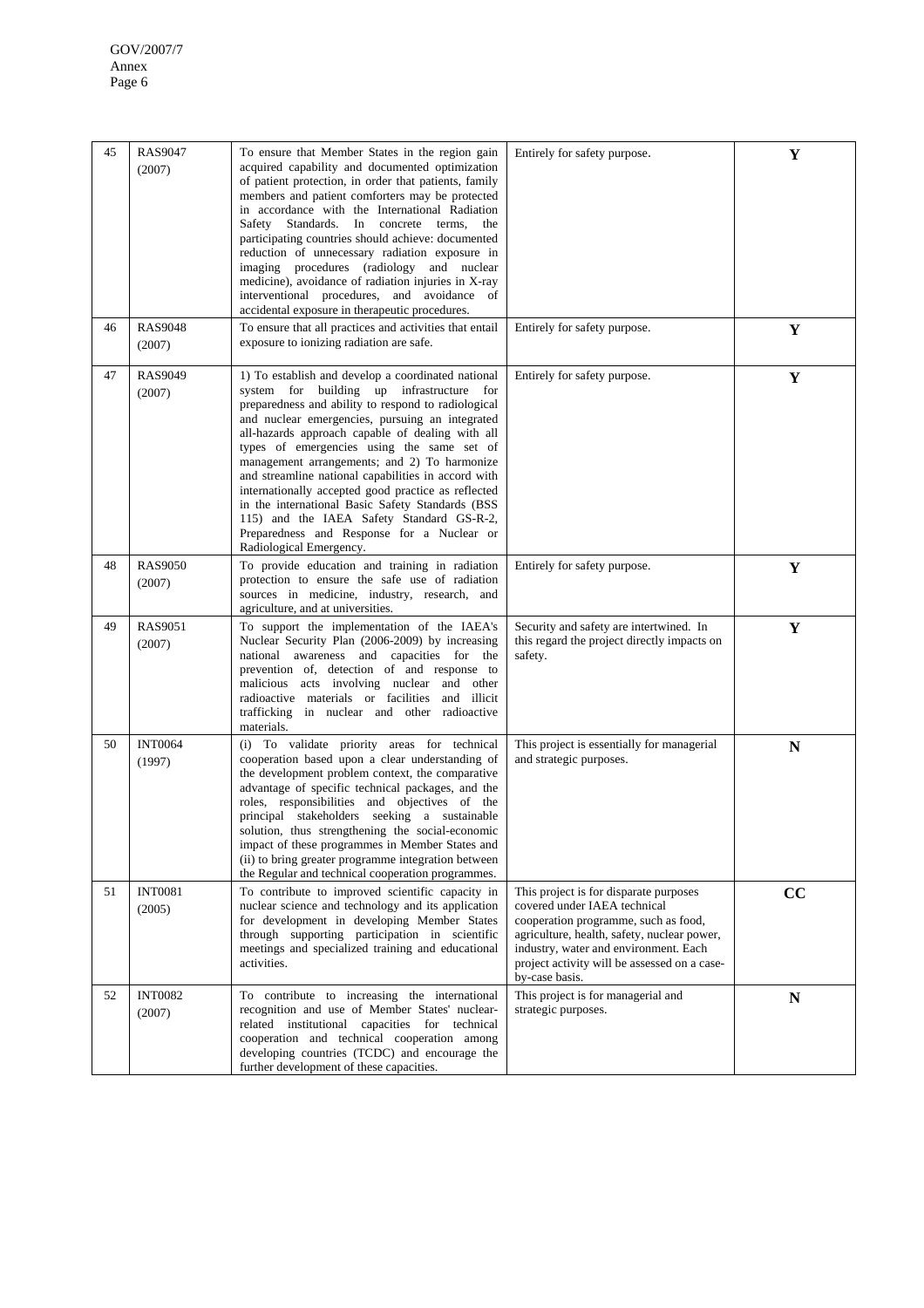| 45 | RAS9047 (2007) | To ensure that Member States in the region gain acquired capability and documented optimization of patient protection, in order that patients, family members and patient comforters may be protected in accordance with the International Radiation Safety Standards. In concrete terms, the participating countries should achieve: documented reduction of unnecessary radiation exposure in imaging procedures (radiology and nuclear medicine), avoidance of radiation injuries in X-ray interventional procedures, and avoidance of accidental exposure in therapeutic procedures. | Entirely for safety purpose. | **Y** |
|---|---|---|---|---|
| 46 | RAS9048 (2007) | To ensure that all practices and activities that entail exposure to ionizing radiation are safe. | Entirely for safety purpose. | **Y** |
| 47 | RAS9049 (2007) | 1) To establish and develop a coordinated national system for building up infrastructure for preparedness and ability to respond to radiological and nuclear emergencies, pursuing an integrated all-hazards approach capable of dealing with all types of emergencies using the same set of management arrangements; and 2) To harmonize and streamline national capabilities in accord with internationally accepted good practice as reflected in the international Basic Safety Standards (BSS 115) and the IAEA Safety Standard GS-R-2, Preparedness and Response for a Nuclear or Radiological Emergency. | Entirely for safety purpose. | **Y** |
| 48 | RAS9050 (2007) | To provide education and training in radiation protection to ensure the safe use of radiation sources in medicine, industry, research, and agriculture, and at universities. | Entirely for safety purpose. | **Y** |
| 49 | RAS9051 (2007) | To support the implementation of the IAEA's Nuclear Security Plan (2006-2009) by increasing national awareness and capacities for the prevention of, detection of and response to malicious acts involving nuclear and other radioactive materials or facilities and illicit trafficking in nuclear and other radioactive materials. | Security and safety are intertwined. In this regard the project directly impacts on safety. | **Y** |
| 50 | INT0064 (1997) | (i) To validate priority areas for technical cooperation based upon a clear understanding of the development problem context, the comparative advantage of specific technical packages, and the roles, responsibilities and objectives of the principal stakeholders seeking a sustainable solution, thus strengthening the social-economic impact of these programmes in Member States and (ii) to bring greater programme integration between the Regular and technical cooperation programmes. | This project is essentially for managerial and strategic purposes. | **N** |
| 51 | INT0081 (2005) | To contribute to improved scientific capacity in nuclear science and technology and its application for development in developing Member States through supporting participation in scientific meetings and specialized training and educational activities. | This project is for disparate purposes covered under IAEA technical cooperation programme, such as food, agriculture, health, safety, nuclear power, industry, water and environment. Each project activity will be assessed on a case-by-case basis. | **CC** |
| 52 | INT0082 (2007) | To contribute to increasing the international recognition and use of Member States' nuclear-related institutional capacities for technical cooperation and technical cooperation among developing countries (TCDC) and encourage the further development of these capacities. | This project is for managerial and strategic purposes. | **N** |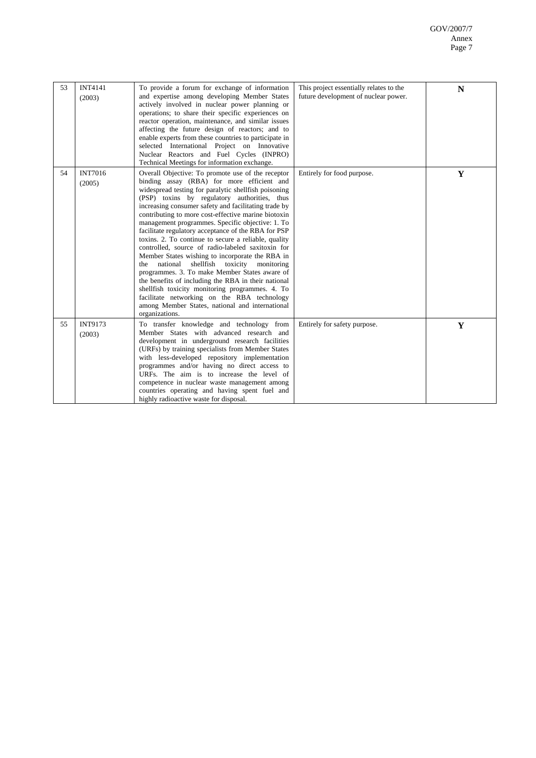| | | | | |
|---|---|---|---|---|
| 53 | INT4141 (2003) | To provide a forum for exchange of information and expertise among developing Member States actively involved in nuclear power planning or operations; to share their specific experiences on reactor operation, maintenance, and similar issues affecting the future design of reactors; and to enable experts from these countries to participate in selected International Project on Innovative Nuclear Reactors and Fuel Cycles (INPRO) Technical Meetings for information exchange. | This project essentially relates to the future development of nuclear power. | **N** |
| 54 | INT7016 (2005) | Overall Objective: To promote use of the receptor binding assay (RBA) for more efficient and widespread testing for paralytic shellfish poisoning (PSP) toxins by regulatory authorities, thus increasing consumer safety and facilitating trade by contributing to more cost-effective marine biotoxin management programmes. Specific objective: 1. To facilitate regulatory acceptance of the RBA for PSP toxins. 2. To continue to secure a reliable, quality controlled, source of radio-labeled saxitoxin for Member States wishing to incorporate the RBA in the national shellfish toxicity monitoring programmes. 3. To make Member States aware of the benefits of including the RBA in their national shellfish toxicity monitoring programmes. 4. To facilitate networking on the RBA technology among Member States, national and international organizations. | Entirely for food purpose. | **Y** |
| 55 | INT9173 (2003) | To transfer knowledge and technology from Member States with advanced research and development in underground research facilities (URFs) by training specialists from Member States with less-developed repository implementation programmes and/or having no direct access to URFs. The aim is to increase the level of competence in nuclear waste management among countries operating and having spent fuel and highly radioactive waste for disposal. | Entirely for safety purpose. | **Y** |